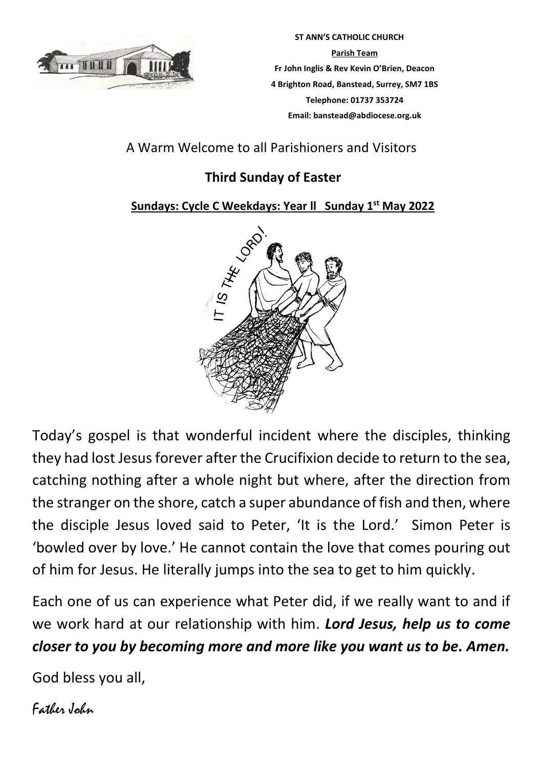**ST ANN'S CATHOLIC CHURCH**

**Parish Team**

**Fr John Inglis & Rev Kevin O'Brien, Deacon**

**4 Brighton Road, Banstead, Surrey, SM7 1BS**

**Telephone: 01737 353724**

**Email: banstead@abdiocese.org.uk**

A Warm Welcome to all Parishioners and Visitors

## Third Sunday of Easter

**Sundays: Cycle C Weekdays: Year ll Sunday 1st May 2022**

Today's gospel is that wonderful incident where the disciples, thinking they had lost Jesus forever after the Crucifixion decide to return to the sea, catching nothing after a whole night but where, after the direction from the stranger on the shore, catch a super abundance of fish and then, where the disciple Jesus loved said to Peter, 'It is the Lord.' Simon Peter is 'bowled over by love.' He cannot contain the love that comes pouring out of him for Jesus. He literally jumps into the sea to get to him quickly.

Each one of us can experience what Peter did, if we really want to and if we work hard at our relationship with him. ***Lord Jesus, help us to come closer to you by becoming more and more like you want us to be. Amen.***

God bless you all,

Father John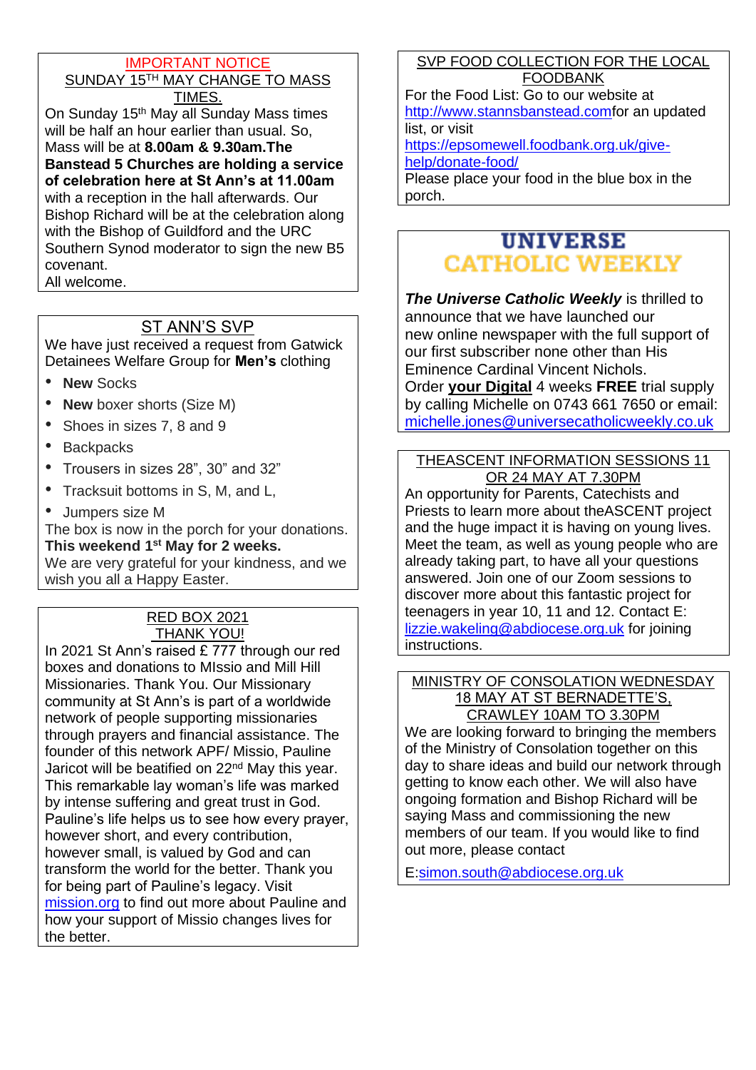## IMPORTANT NOTICE

## SUNDAY 15TH MAY CHANGE TO MASS TIMES.

On Sunday 15th May all Sunday Mass times will be half an hour earlier than usual. So, Mass will be at **8.00am & 9.30am.The Banstead 5 Churches are holding a service of celebration here at St Ann's at 11.00am** with a reception in the hall afterwards. Our Bishop Richard will be at the celebration along with the Bishop of Guildford and the URC Southern Synod moderator to sign the new B5 covenant.
All welcome.

## ST ANN'S SVP

We have just received a request from Gatwick Detainees Welfare Group for **Men's** clothing

- **New** Socks
- **New** boxer shorts (Size M)
- Shoes in sizes 7, 8 and 9
- Backpacks
- Trousers in sizes 28", 30" and 32"
- Tracksuit bottoms in S, M, and L,
- Jumpers size M

The box is now in the porch for your donations.
**This weekend 1st May for 2 weeks.**
We are very grateful for your kindness, and we wish you all a Happy Easter.

## RED BOX 2021
## THANK YOU!

In 2021 St Ann's raised £ 777 through our red boxes and donations to MIssio and Mill Hill Missionaries. Thank You. Our Missionary community at St Ann's is part of a worldwide network of people supporting missionaries through prayers and financial assistance. The founder of this network APF/ Missio, Pauline Jaricot will be beatified on 22nd May this year. This remarkable lay woman's life was marked by intense suffering and great trust in God. Pauline's life helps us to see how every prayer, however short, and every contribution, however small, is valued by God and can transform the world for the better. Thank you for being part of Pauline's legacy. Visit mission.org to find out more about Pauline and how your support of Missio changes lives for the better.

## SVP FOOD COLLECTION FOR THE LOCAL FOODBANK

For the Food List: Go to our website at http://www.stannsbanstead.comfor an updated list, or visit https://epsomewell.foodbank.org.uk/give-help/donate-food/
Please place your food in the blue box in the porch.

## UNIVERSE CATHOLIC WEEKLY

***The Universe Catholic Weekly*** is thrilled to announce that we have launched our new online newspaper with the full support of our first subscriber none other than His Eminence Cardinal Vincent Nichols.
Order **your Digital** 4 weeks **FREE** trial supply by calling Michelle on 0743 661 7650 or email: michelle.jones@universecatholicweekly.co.uk

## THEASCENT INFORMATION SESSIONS 11 OR 24 MAY AT 7.30PM

An opportunity for Parents, Catechists and Priests to learn more about theASCENT project and the huge impact it is having on young lives. Meet the team, as well as young people who are already taking part, to have all your questions answered. Join one of our Zoom sessions to discover more about this fantastic project for teenagers in year 10, 11 and 12. Contact E: lizzie.wakeling@abdiocese.org.uk for joining instructions.

## MINISTRY OF CONSOLATION WEDNESDAY 18 MAY AT ST BERNADETTE'S, CRAWLEY 10AM TO 3.30PM

We are looking forward to bringing the members of the Ministry of Consolation together on this day to share ideas and build our network through getting to know each other. We will also have ongoing formation and Bishop Richard will be saying Mass and commissioning the new members of our team. If you would like to find out more, please contact

E:simon.south@abdiocese.org.uk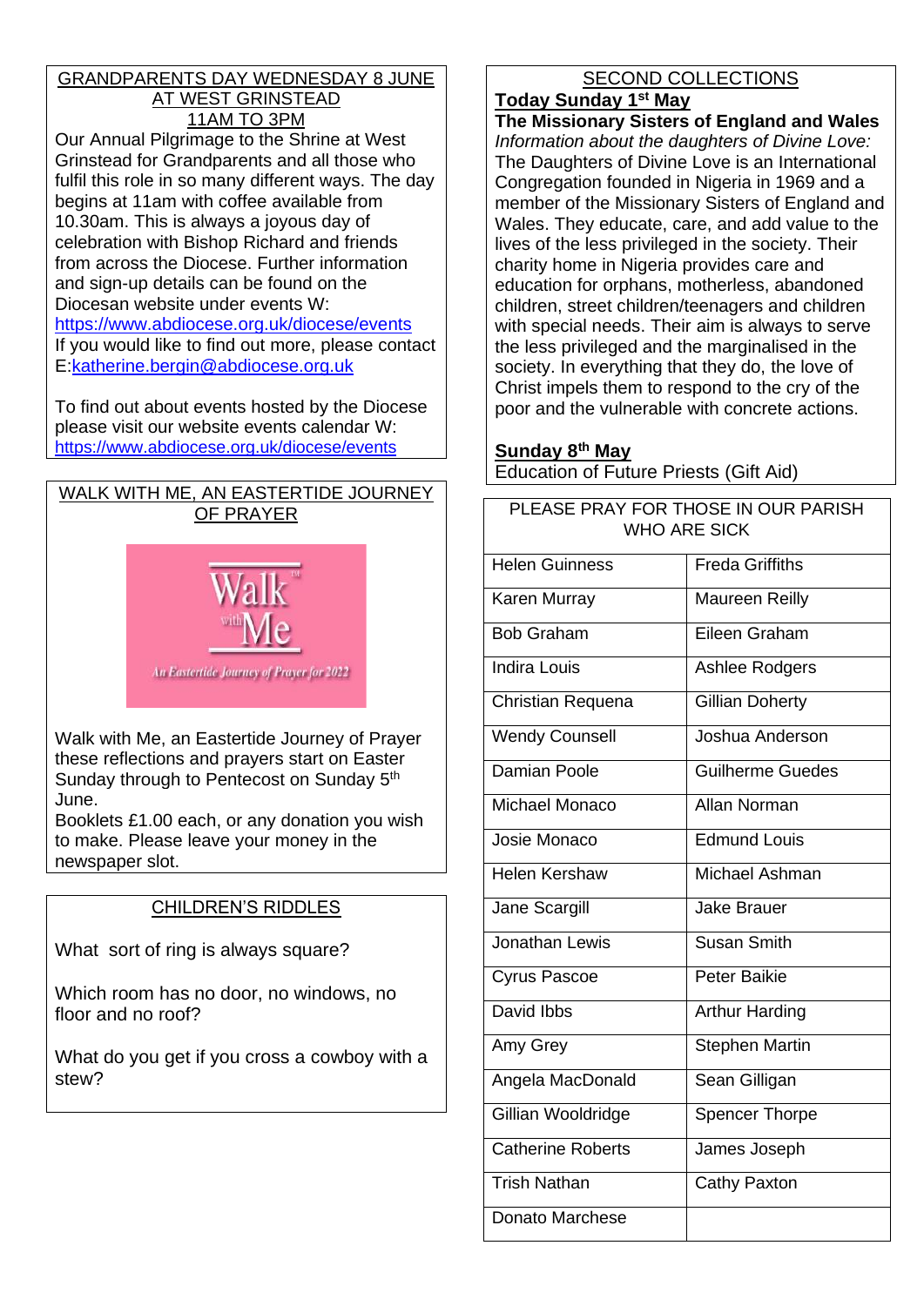## GRANDPARENTS DAY WEDNESDAY 8 JUNE AT WEST GRINSTEAD 11AM TO 3PM

Our Annual Pilgrimage to the Shrine at West Grinstead for Grandparents and all those who fulfil this role in so many different ways. The day begins at 11am with coffee available from 10.30am. This is always a joyous day of celebration with Bishop Richard and friends from across the Diocese. Further information and sign-up details can be found on the Diocesan website under events W: https://www.abdiocese.org.uk/diocese/events
If you would like to find out more, please contact E:katherine.bergin@abdiocese.org.uk

To find out about events hosted by the Diocese please visit our website events calendar W: https://www.abdiocese.org.uk/diocese/events

## WALK WITH ME, AN EASTERTIDE JOURNEY OF PRAYER

Walk with Me
An Eastertide Journey of Prayer for 2022

Walk with Me, an Eastertide Journey of Prayer these reflections and prayers start on Easter Sunday through to Pentecost on Sunday 5th June.
Booklets £1.00 each, or any donation you wish to make. Please leave your money in the newspaper slot.

## CHILDREN'S RIDDLES

What sort of ring is always square?

Which room has no door, no windows, no floor and no roof?

What do you get if you cross a cowboy with a stew?

## SECOND COLLECTIONS

**Today Sunday 1st May**

**The Missionary Sisters of England and Wales**

*Information about the daughters of Divine Love:*
The Daughters of Divine Love is an International Congregation founded in Nigeria in 1969 and a member of the Missionary Sisters of England and Wales. They educate, care, and add value to the lives of the less privileged in the society. Their charity home in Nigeria provides care and education for orphans, motherless, abandoned children, street children/teenagers and children with special needs. Their aim is always to serve the less privileged and the marginalised in the society. In everything that they do, the love of Christ impels them to respond to the cry of the poor and the vulnerable with concrete actions.

**Sunday 8th May**

Education of Future Priests (Gift Aid)

## PLEASE PRAY FOR THOSE IN OUR PARISH WHO ARE SICK

| | |
|---|---|
| Helen Guinness | Freda Griffiths |
| Karen Murray | Maureen Reilly |
| Bob Graham | Eileen Graham |
| Indira Louis | Ashlee Rodgers |
| Christian Requena | Gillian Doherty |
| Wendy Counsell | Joshua Anderson |
| Damian Poole | Guilherme Guedes |
| Michael Monaco | Allan Norman |
| Josie Monaco | Edmund Louis |
| Helen Kershaw | Michael Ashman |
| Jane Scargill | Jake Brauer |
| Jonathan Lewis | Susan Smith |
| Cyrus Pascoe | Peter Baikie |
| David Ibbs | Arthur Harding |
| Amy Grey | Stephen Martin |
| Angela MacDonald | Sean Gilligan |
| Gillian Wooldridge | Spencer Thorpe |
| Catherine Roberts | James Joseph |
| Trish Nathan | Cathy Paxton |
| Donato Marchese | |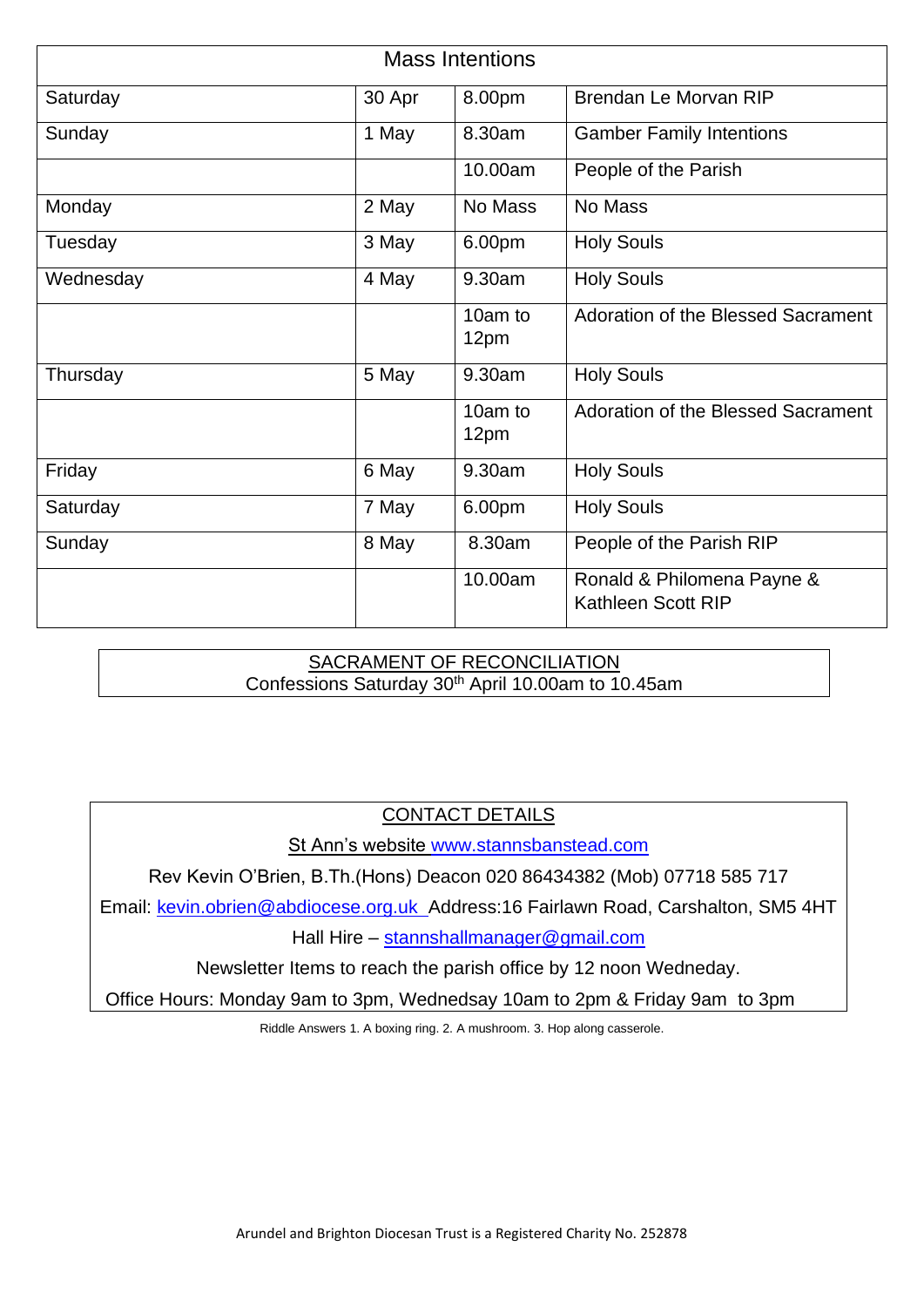| Mass Intentions | | | |
|---|---|---|---|
| Saturday | 30 Apr | 8.00pm | Brendan Le Morvan RIP |
| Sunday | 1 May | 8.30am | Gamber Family Intentions |
| | | 10.00am | People of the Parish |
| Monday | 2 May | No Mass | No Mass |
| Tuesday | 3 May | 6.00pm | Holy Souls |
| Wednesday | 4 May | 9.30am | Holy Souls |
| | | 10am to 12pm | Adoration of the Blessed Sacrament |
| Thursday | 5 May | 9.30am | Holy Souls |
| | | 10am to 12pm | Adoration of the Blessed Sacrament |
| Friday | 6 May | 9.30am | Holy Souls |
| Saturday | 7 May | 6.00pm | Holy Souls |
| Sunday | 8 May | 8.30am | People of the Parish RIP |
| | | 10.00am | Ronald & Philomena Payne & Kathleen Scott RIP |

SACRAMENT OF RECONCILIATION

Confessions Saturday 30th April 10.00am to 10.45am

CONTACT DETAILS

St Ann's website www.stannsbanstead.com

Rev Kevin O'Brien, B.Th.(Hons) Deacon 020 86434382 (Mob) 07718 585 717

Email: kevin.obrien@abdiocese.org.uk Address:16 Fairlawn Road, Carshalton, SM5 4HT

Hall Hire – stannshallmanager@gmail.com

Newsletter Items to reach the parish office by 12 noon Wedneday.

Office Hours: Monday 9am to 3pm, Wednedsay 10am to 2pm & Friday 9am to 3pm

Riddle Answers 1. A boxing ring. 2. A mushroom. 3. Hop along casserole.

Arundel and Brighton Diocesan Trust is a Registered Charity No. 252878